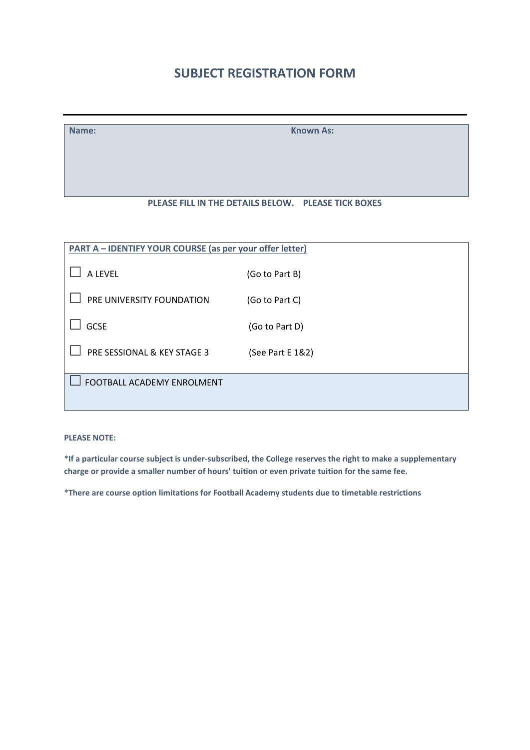# SUBJECT REGISTRATION FORM

| Name: | Known As: |
| --- | --- |
| | |

**PLEASE FILL IN THE DETAILS BELOW. PLEASE TICK BOXES**

**PART A – IDENTIFY YOUR COURSE (as per your offer letter)**

| | |
| --- | --- |
| ☐ A LEVEL | (Go to Part B) |
| ☐ PRE UNIVERSITY FOUNDATION | (Go to Part C) |
| ☐ GCSE | (Go to Part D) |
| ☐ PRE SESSIONAL & KEY STAGE 3 | (See Part E 1&2) |
| ☐ FOOTBALL ACADEMY ENROLMENT | |

**PLEASE NOTE:**

***If a particular course subject is under-subscribed, the College reserves the right to make a supplementary charge or provide a smaller number of hours' tuition or even private tuition for the same fee.**

***There are course option limitations for Football Academy students due to timetable restrictions**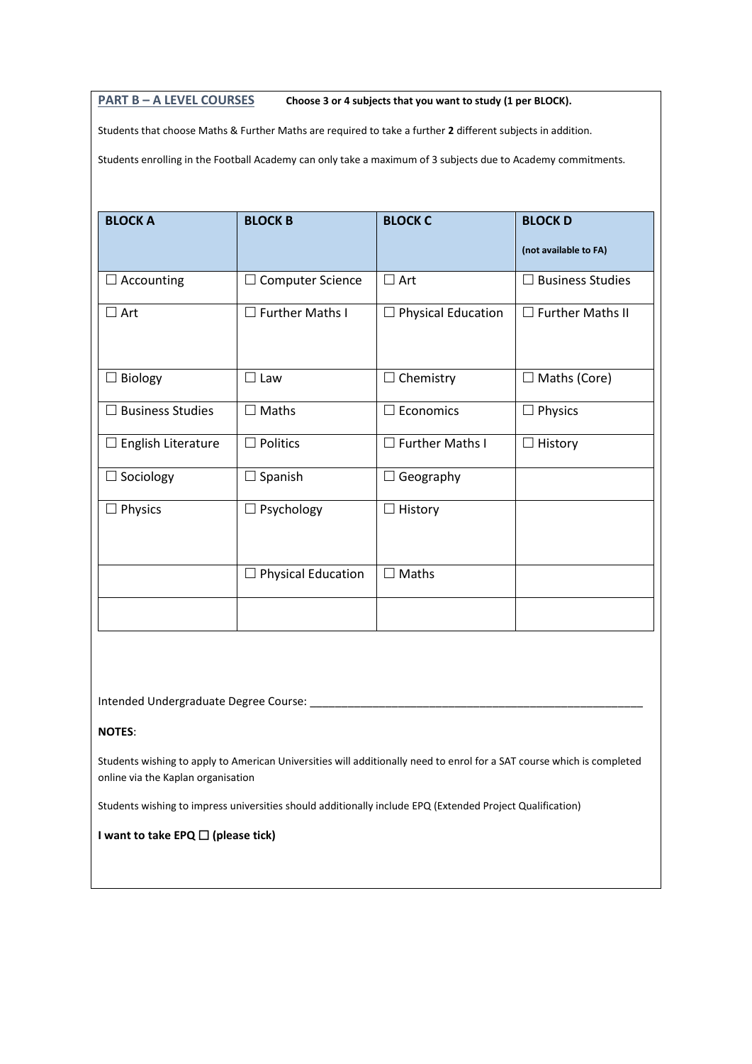**PART B – A LEVEL COURSES** **Choose 3 or 4 subjects that you want to study (1 per BLOCK).**

Students that choose Maths & Further Maths are required to take a further **2** different subjects in addition.

Students enrolling in the Football Academy can only take a maximum of 3 subjects due to Academy commitments.

| BLOCK A | BLOCK B | BLOCK C | BLOCK D<br>(not available to FA) |
|---|---|---|---|
| ☐ Accounting | ☐ Computer Science | ☐ Art | ☐ Business Studies |
| ☐ Art | ☐ Further Maths I | ☐ Physical Education | ☐ Further Maths II |
| ☐ Biology | ☐ Law | ☐ Chemistry | ☐ Maths (Core) |
| ☐ Business Studies | ☐ Maths | ☐ Economics | ☐ Physics |
| ☐ English Literature | ☐ Politics | ☐ Further Maths I | ☐ History |
| ☐ Sociology | ☐ Spanish | ☐ Geography | |
| ☐ Physics | ☐ Psychology | ☐ History | |
| | ☐ Physical Education | ☐ Maths | |
| | | | |

Intended Undergraduate Degree Course: _______________________________________________________

**NOTES**:

Students wishing to apply to American Universities will additionally need to enrol for a SAT course which is completed online via the Kaplan organisation

Students wishing to impress universities should additionally include EPQ (Extended Project Qualification)

**I want to take EPQ ☐ (please tick)**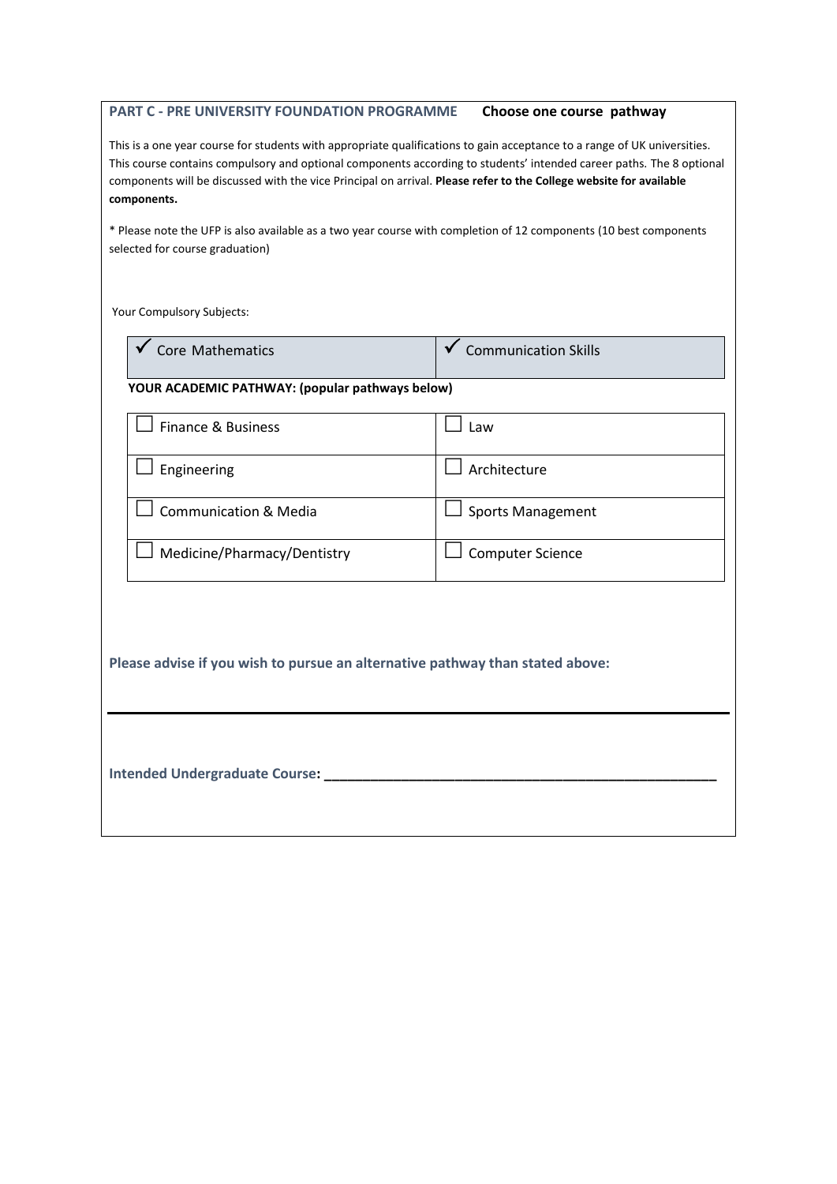## PART C - PRE UNIVERSITY FOUNDATION PROGRAMME **Choose one course pathway**

This is a one year course for students with appropriate qualifications to gain acceptance to a range of UK universities. This course contains compulsory and optional components according to students' intended career paths. The 8 optional components will be discussed with the vice Principal on arrival. **Please refer to the College website for available components.**

* Please note the UFP is also available as a two year course with completion of 12 components (10 best components selected for course graduation)

Your Compulsory Subjects:

| | |
|---|---|
| ✓ Core Mathematics | ✓ Communication Skills |

**YOUR ACADEMIC PATHWAY: (popular pathways below)**

| | |
|---|---|
| ☐ Finance & Business | ☐ Law |
| ☐ Engineering | ☐ Architecture |
| ☐ Communication & Media | ☐ Sports Management |
| ☐ Medicine/Pharmacy/Dentistry | ☐ Computer Science |

**Please advise if you wish to pursue an alternative pathway than stated above:**

______________________________________________________________________

**Intended Undergraduate Course: ___________________________________________________**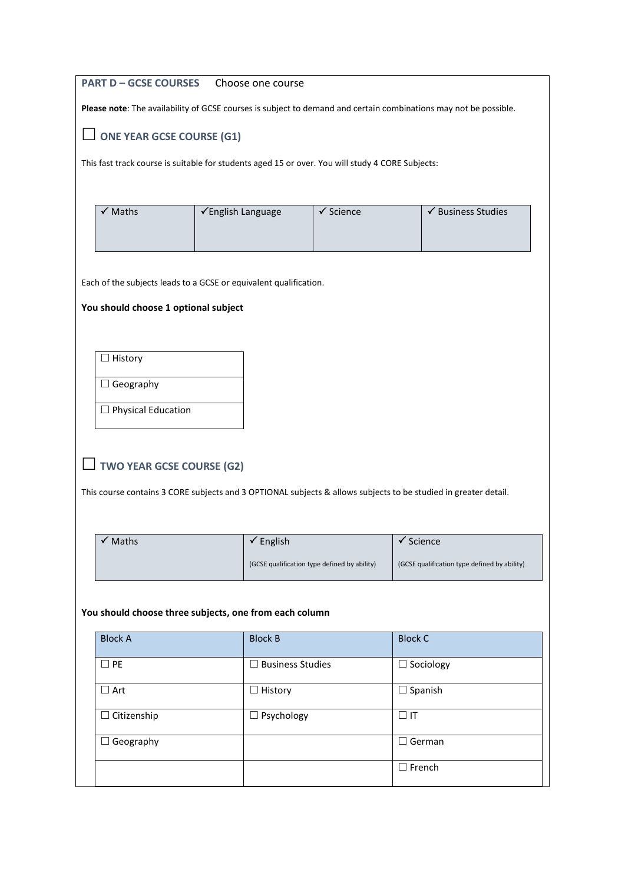## PART D – GCSE COURSES    Choose one course

**Please note**: The availability of GCSE courses is subject to demand and certain combinations may not be possible.

### ☐ ONE YEAR GCSE COURSE (G1)

This fast track course is suitable for students aged 15 or over. You will study 4 CORE Subjects:

| ✓ Maths | ✓English Language | ✓ Science | ✓ Business Studies |
|---|---|---|---|

Each of the subjects leads to a GCSE or equivalent qualification.

**You should choose 1 optional subject**

| |
|---|
| ☐ History |
| ☐ Geography |
| ☐ Physical Education |

### ☐ TWO YEAR GCSE COURSE (G2)

This course contains 3 CORE subjects and 3 OPTIONAL subjects & allows subjects to be studied in greater detail.

| ✓ Maths | ✓ English (GCSE qualification type defined by ability) | ✓ Science (GCSE qualification type defined by ability) |
|---|---|---|

**You should choose three subjects, one from each column**

| Block A | Block B | Block C |
|---|---|---|
| ☐ PE | ☐ Business Studies | ☐ Sociology |
| ☐ Art | ☐ History | ☐ Spanish |
| ☐ Citizenship | ☐ Psychology | ☐ IT |
| ☐ Geography | | ☐ German |
| | | ☐ French |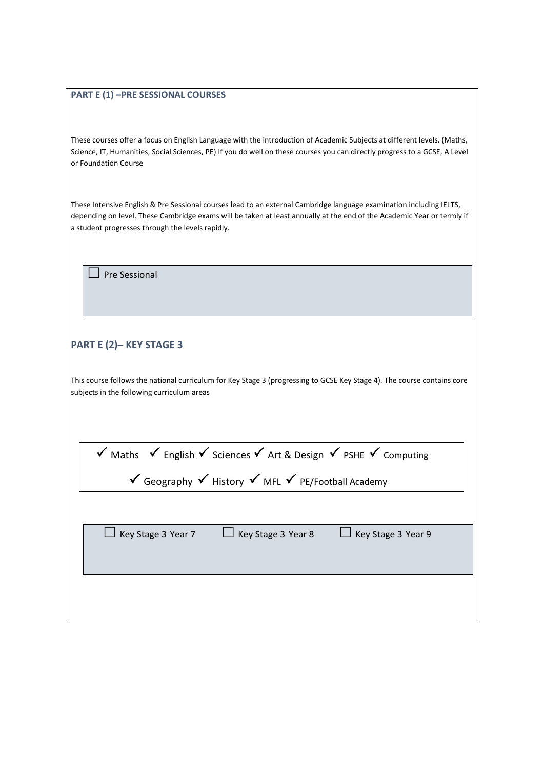## PART E (1) –PRE SESSIONAL COURSES

These courses offer a focus on English Language with the introduction of Academic Subjects at different levels. (Maths, Science, IT, Humanities, Social Sciences, PE) If you do well on these courses you can directly progress to a GCSE, A Level or Foundation Course

These Intensive English & Pre Sessional courses lead to an external Cambridge language examination including IELTS, depending on level. These Cambridge exams will be taken at least annually at the end of the Academic Year or termly if a student progresses through the levels rapidly.

☐ Pre Sessional

## PART E (2)– KEY STAGE 3

This course follows the national curriculum for Key Stage 3 (progressing to GCSE Key Stage 4). The course contains core subjects in the following curriculum areas

✓ Maths ✓ English ✓ Sciences ✓ Art & Design ✓ PSHE ✓ Computing

✓ Geography ✓ History ✓ MFL ✓ PE/Football Academy

☐ Key Stage 3 Year 7 ☐ Key Stage 3 Year 8 ☐ Key Stage 3 Year 9